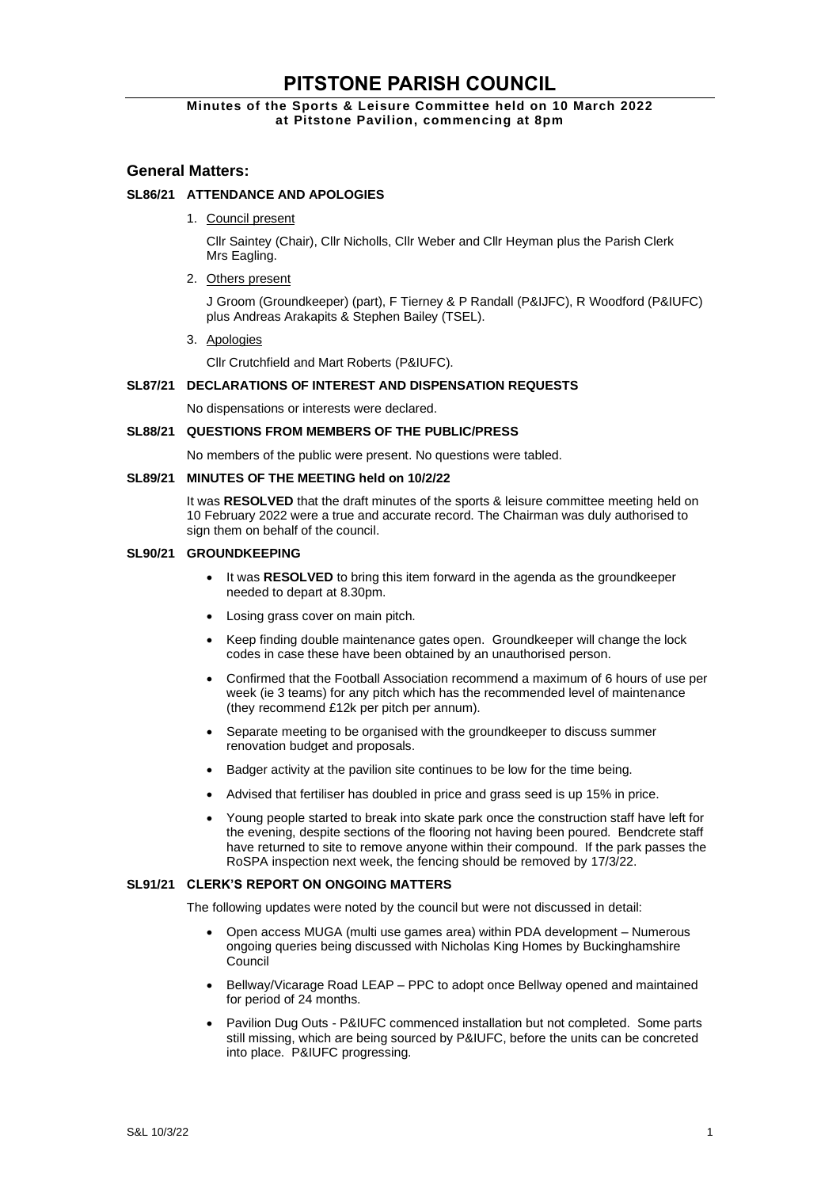# PITSTONE PARISH COUNCIL

**Minutes of the Sports & Leisure Committee held on 10 March 2022 at Pitstone Pavilion, commencing at 8pm**

## General Matters:

### SL86/21 ATTENDANCE AND APOLOGIES

1. Council present

   Cllr Saintey (Chair), Cllr Nicholls, Cllr Weber and Cllr Heyman plus the Parish Clerk Mrs Eagling.

2. Others present

   J Groom (Groundkeeper) (part), F Tierney & P Randall (P&IJFC), R Woodford (P&IUFC) plus Andreas Arakapits & Stephen Bailey (TSEL).

3. Apologies

   Cllr Crutchfield and Mart Roberts (P&IUFC).

### SL87/21 DECLARATIONS OF INTEREST AND DISPENSATION REQUESTS

No dispensations or interests were declared.

### SL88/21 QUESTIONS FROM MEMBERS OF THE PUBLIC/PRESS

No members of the public were present. No questions were tabled.

### SL89/21 MINUTES OF THE MEETING held on 10/2/22

It was **RESOLVED** that the draft minutes of the sports & leisure committee meeting held on 10 February 2022 were a true and accurate record. The Chairman was duly authorised to sign them on behalf of the council.

### SL90/21 GROUNDKEEPING

- It was **RESOLVED** to bring this item forward in the agenda as the groundkeeper needed to depart at 8.30pm.
- Losing grass cover on main pitch.
- Keep finding double maintenance gates open. Groundkeeper will change the lock codes in case these have been obtained by an unauthorised person.
- Confirmed that the Football Association recommend a maximum of 6 hours of use per week (ie 3 teams) for any pitch which has the recommended level of maintenance (they recommend £12k per pitch per annum).
- Separate meeting to be organised with the groundkeeper to discuss summer renovation budget and proposals.
- Badger activity at the pavilion site continues to be low for the time being.
- Advised that fertiliser has doubled in price and grass seed is up 15% in price.
- Young people started to break into skate park once the construction staff have left for the evening, despite sections of the flooring not having been poured. Bendcrete staff have returned to site to remove anyone within their compound. If the park passes the RoSPA inspection next week, the fencing should be removed by 17/3/22.

### SL91/21 CLERK'S REPORT ON ONGOING MATTERS

The following updates were noted by the council but were not discussed in detail:

- Open access MUGA (multi use games area) within PDA development – Numerous ongoing queries being discussed with Nicholas King Homes by Buckinghamshire Council
- Bellway/Vicarage Road LEAP – PPC to adopt once Bellway opened and maintained for period of 24 months.
- Pavilion Dug Outs - P&IUFC commenced installation but not completed. Some parts still missing, which are being sourced by P&IUFC, before the units can be concreted into place. P&IUFC progressing.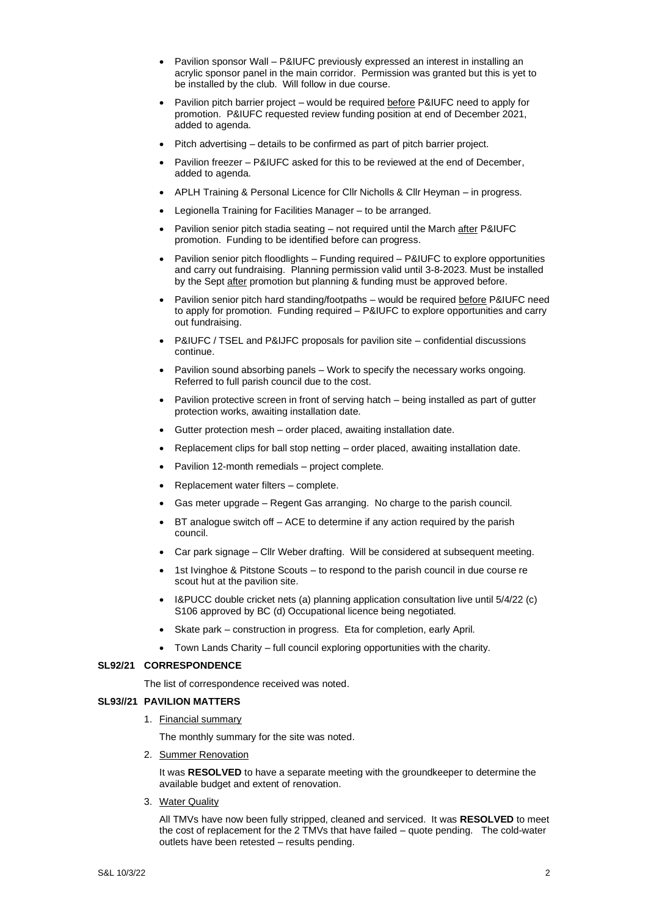- Pavilion sponsor Wall – P&IUFC previously expressed an interest in installing an acrylic sponsor panel in the main corridor. Permission was granted but this is yet to be installed by the club. Will follow in due course.
- Pavilion pitch barrier project – would be required <u>before</u> P&IUFC need to apply for promotion. P&IUFC requested review funding position at end of December 2021, added to agenda.
- Pitch advertising – details to be confirmed as part of pitch barrier project.
- Pavilion freezer – P&IUFC asked for this to be reviewed at the end of December, added to agenda.
- APLH Training & Personal Licence for Cllr Nicholls & Cllr Heyman – in progress.
- Legionella Training for Facilities Manager – to be arranged.
- Pavilion senior pitch stadia seating – not required until the March <u>after</u> P&IUFC promotion. Funding to be identified before can progress.
- Pavilion senior pitch floodlights – Funding required – P&IUFC to explore opportunities and carry out fundraising. Planning permission valid until 3-8-2023. Must be installed by the Sept <u>after</u> promotion but planning & funding must be approved before.
- Pavilion senior pitch hard standing/footpaths – would be required <u>before</u> P&IUFC need to apply for promotion. Funding required – P&IUFC to explore opportunities and carry out fundraising.
- P&IUFC / TSEL and P&IJFC proposals for pavilion site – confidential discussions continue.
- Pavilion sound absorbing panels – Work to specify the necessary works ongoing. Referred to full parish council due to the cost.
- Pavilion protective screen in front of serving hatch – being installed as part of gutter protection works, awaiting installation date.
- Gutter protection mesh – order placed, awaiting installation date.
- Replacement clips for ball stop netting – order placed, awaiting installation date.
- Pavilion 12-month remedials – project complete.
- Replacement water filters – complete.
- Gas meter upgrade – Regent Gas arranging. No charge to the parish council.
- BT analogue switch off – ACE to determine if any action required by the parish council.
- Car park signage – Cllr Weber drafting. Will be considered at subsequent meeting.
- 1st Ivinghoe & Pitstone Scouts – to respond to the parish council in due course re scout hut at the pavilion site.
- I&PUCC double cricket nets (a) planning application consultation live until 5/4/22 (c) S106 approved by BC (d) Occupational licence being negotiated.
- Skate park – construction in progress. Eta for completion, early April.
- Town Lands Charity – full council exploring opportunities with the charity.

**SL92/21 CORRESPONDENCE**

The list of correspondence received was noted.

**SL93//21 PAVILION MATTERS**

1. <u>Financial summary</u>

   The monthly summary for the site was noted.

2. <u>Summer Renovation</u>

   It was **RESOLVED** to have a separate meeting with the groundkeeper to determine the available budget and extent of renovation.

3. <u>Water Quality</u>

   All TMVs have now been fully stripped, cleaned and serviced. It was **RESOLVED** to meet the cost of replacement for the 2 TMVs that have failed – quote pending. The cold-water outlets have been retested – results pending.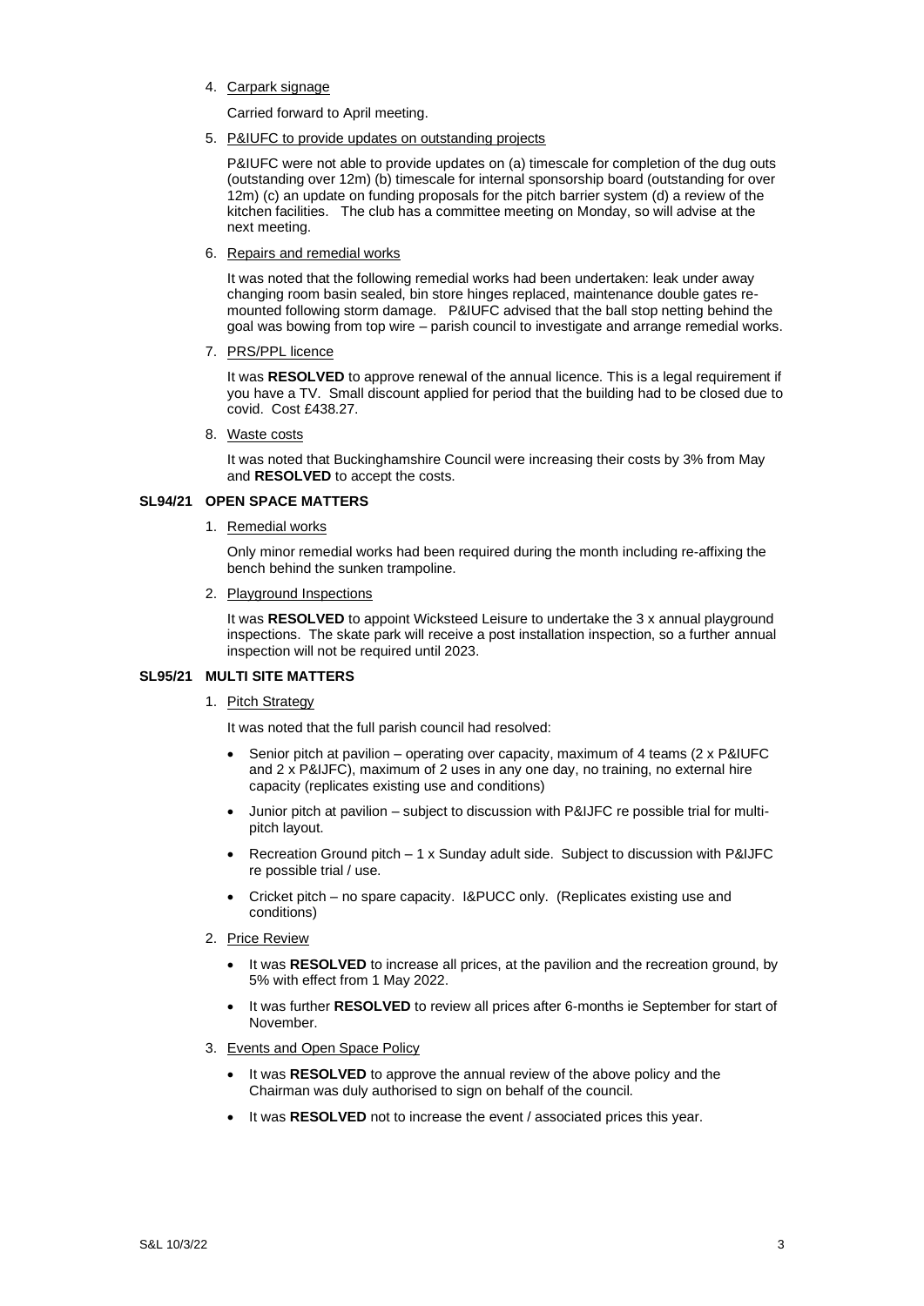4. Carpark signage

   Carried forward to April meeting.

5. P&IUFC to provide updates on outstanding projects

   P&IUFC were not able to provide updates on (a) timescale for completion of the dug outs (outstanding over 12m) (b) timescale for internal sponsorship board (outstanding for over 12m) (c) an update on funding proposals for the pitch barrier system (d) a review of the kitchen facilities. The club has a committee meeting on Monday, so will advise at the next meeting.

6. Repairs and remedial works

   It was noted that the following remedial works had been undertaken: leak under away changing room basin sealed, bin store hinges replaced, maintenance double gates re-mounted following storm damage. P&IUFC advised that the ball stop netting behind the goal was bowing from top wire – parish council to investigate and arrange remedial works.

7. PRS/PPL licence

   It was **RESOLVED** to approve renewal of the annual licence. This is a legal requirement if you have a TV. Small discount applied for period that the building had to be closed due to covid. Cost £438.27.

8. Waste costs

   It was noted that Buckinghamshire Council were increasing their costs by 3% from May and **RESOLVED** to accept the costs.

## SL94/21 OPEN SPACE MATTERS

1. Remedial works

   Only minor remedial works had been required during the month including re-affixing the bench behind the sunken trampoline.

2. Playground Inspections

   It was **RESOLVED** to appoint Wicksteed Leisure to undertake the 3 x annual playground inspections. The skate park will receive a post installation inspection, so a further annual inspection will not be required until 2023.

## SL95/21 MULTI SITE MATTERS

1. Pitch Strategy

   It was noted that the full parish council had resolved:

   - Senior pitch at pavilion – operating over capacity, maximum of 4 teams (2 x P&IUFC and 2 x P&IJFC), maximum of 2 uses in any one day, no training, no external hire capacity (replicates existing use and conditions)
   - Junior pitch at pavilion – subject to discussion with P&IJFC re possible trial for multi-pitch layout.
   - Recreation Ground pitch – 1 x Sunday adult side. Subject to discussion with P&IJFC re possible trial / use.
   - Cricket pitch – no spare capacity. I&PUCC only. (Replicates existing use and conditions)

2. Price Review

   - It was **RESOLVED** to increase all prices, at the pavilion and the recreation ground, by 5% with effect from 1 May 2022.
   - It was further **RESOLVED** to review all prices after 6-months ie September for start of November.

3. Events and Open Space Policy

   - It was **RESOLVED** to approve the annual review of the above policy and the Chairman was duly authorised to sign on behalf of the council.
   - It was **RESOLVED** not to increase the event / associated prices this year.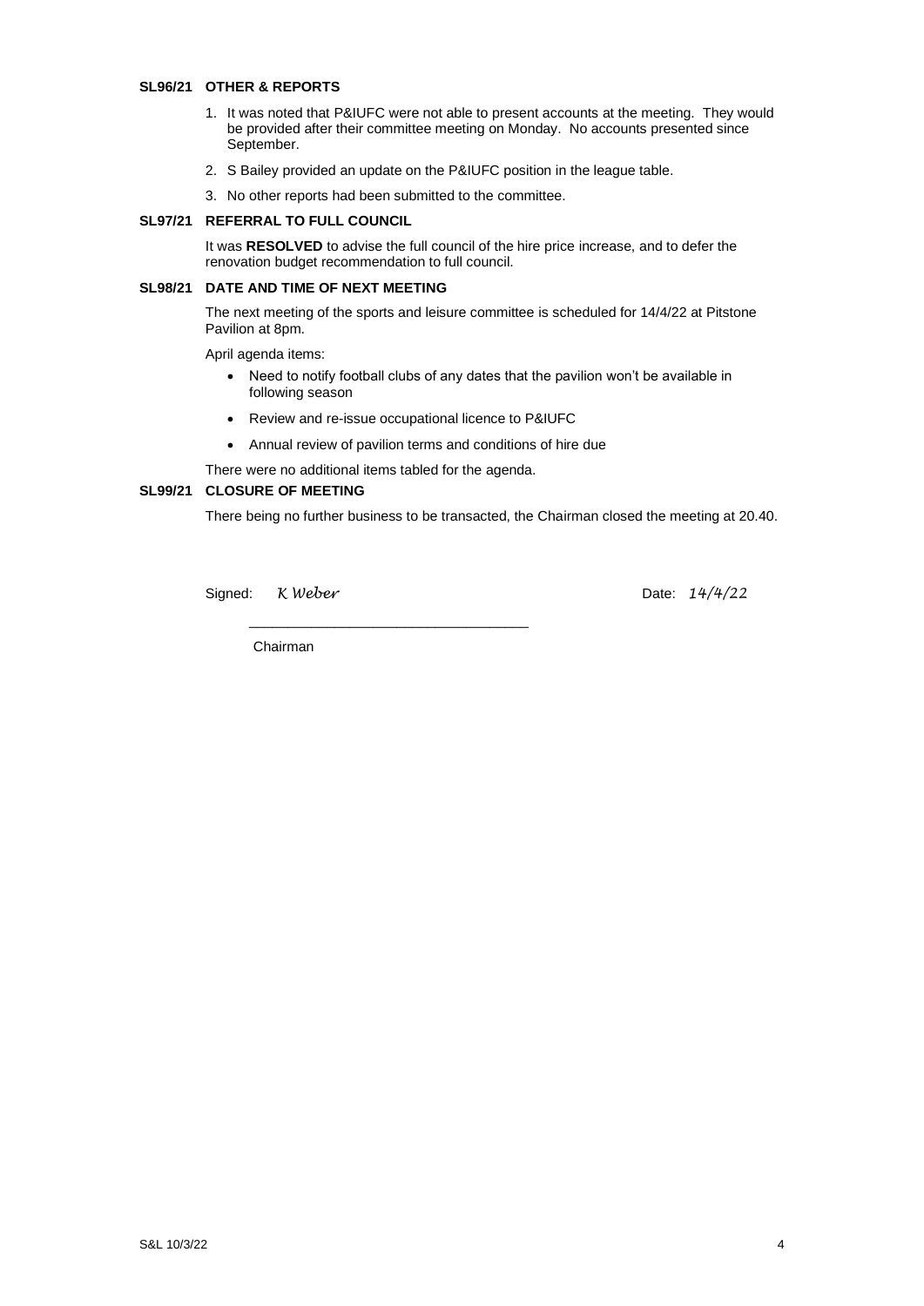### SL96/21 OTHER & REPORTS

1. It was noted that P&IUFC were not able to present accounts at the meeting. They would be provided after their committee meeting on Monday. No accounts presented since September.
2. S Bailey provided an update on the P&IUFC position in the league table.
3. No other reports had been submitted to the committee.

### SL97/21 REFERRAL TO FULL COUNCIL

It was **RESOLVED** to advise the full council of the hire price increase, and to defer the renovation budget recommendation to full council.

### SL98/21 DATE AND TIME OF NEXT MEETING

The next meeting of the sports and leisure committee is scheduled for 14/4/22 at Pitstone Pavilion at 8pm.

April agenda items:

- Need to notify football clubs of any dates that the pavilion won't be available in following season
- Review and re-issue occupational licence to P&IUFC
- Annual review of pavilion terms and conditions of hire due

There were no additional items tabled for the agenda.

### SL99/21 CLOSURE OF MEETING

There being no further business to be transacted, the Chairman closed the meeting at 20.40.

Signed: *K Weber* Date: *14/4/22*

Chairman